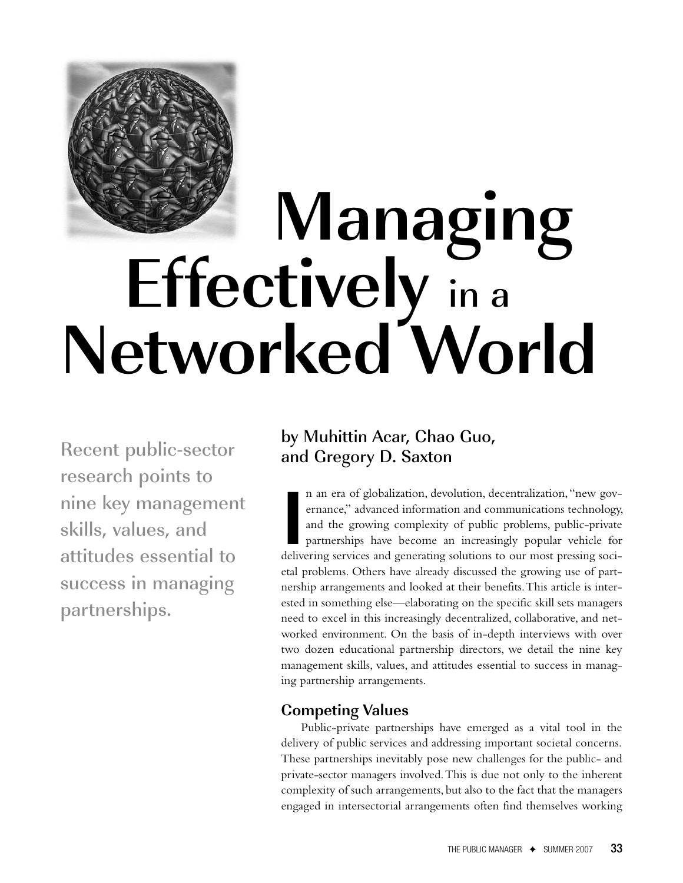# Managing Effectively in a Networked World

**Recent public-sector research points to nine key management skills, values, and attitudes essential to success in managing partnerships.**

by Muhittin Acar, Chao Guo, and Gregory D. Saxton

In an era of globalization, devolution, decentralization, "new governance," advanced information and communications technology, and the growing complexity of public problems, public-private partnerships have become an increasingly popular vehicle for delivering services and generating solutions to our most pressing societal problems. Others have already discussed the growing use of partnership arrangements and looked at their benefits. This article is interested in something else—elaborating on the specific skill sets managers need to excel in this increasingly decentralized, collaborative, and networked environment. On the basis of in-depth interviews with over two dozen educational partnership directors, we detail the nine key management skills, values, and attitudes essential to success in managing partnership arrangements.

## Competing Values

Public-private partnerships have emerged as a vital tool in the delivery of public services and addressing important societal concerns. These partnerships inevitably pose new challenges for the public- and private-sector managers involved. This is due not only to the inherent complexity of such arrangements, but also to the fact that the managers engaged in intersectorial arrangements often find themselves working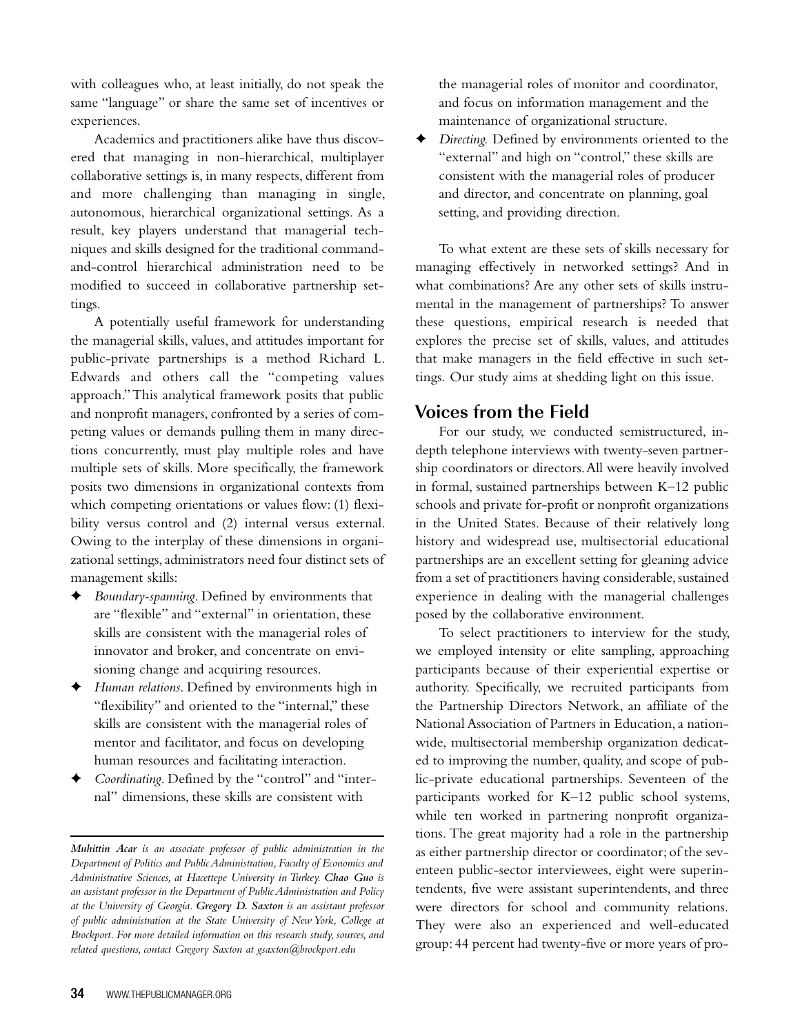with colleagues who, at least initially, do not speak the same "language" or share the same set of incentives or experiences.

Academics and practitioners alike have thus discovered that managing in non-hierarchical, multiplayer collaborative settings is, in many respects, different from and more challenging than managing in single, autonomous, hierarchical organizational settings. As a result, key players understand that managerial techniques and skills designed for the traditional command-and-control hierarchical administration need to be modified to succeed in collaborative partnership settings.

A potentially useful framework for understanding the managerial skills, values, and attitudes important for public-private partnerships is a method Richard L. Edwards and others call the "competing values approach." This analytical framework posits that public and nonprofit managers, confronted by a series of competing values or demands pulling them in many directions concurrently, must play multiple roles and have multiple sets of skills. More specifically, the framework posits two dimensions in organizational contexts from which competing orientations or values flow: (1) flexibility versus control and (2) internal versus external. Owing to the interplay of these dimensions in organizational settings, administrators need four distinct sets of management skills:

- *Boundary-spanning*. Defined by environments that are "flexible" and "external" in orientation, these skills are consistent with the managerial roles of innovator and broker, and concentrate on envisioning change and acquiring resources.
- *Human relations*. Defined by environments high in "flexibility" and oriented to the "internal," these skills are consistent with the managerial roles of mentor and facilitator, and focus on developing human resources and facilitating interaction.
- *Coordinating*. Defined by the "control" and "internal" dimensions, these skills are consistent with the managerial roles of monitor and coordinator, and focus on information management and the maintenance of organizational structure.
- *Directing*. Defined by environments oriented to the "external" and high on "control," these skills are consistent with the managerial roles of producer and director, and concentrate on planning, goal setting, and providing direction.

To what extent are these sets of skills necessary for managing effectively in networked settings? And in what combinations? Are any other sets of skills instrumental in the management of partnerships? To answer these questions, empirical research is needed that explores the precise set of skills, values, and attitudes that make managers in the field effective in such settings. Our study aims at shedding light on this issue.

## Voices from the Field

For our study, we conducted semistructured, in-depth telephone interviews with twenty-seven partnership coordinators or directors. All were heavily involved in formal, sustained partnerships between K–12 public schools and private for-profit or nonprofit organizations in the United States. Because of their relatively long history and widespread use, multisectorial educational partnerships are an excellent setting for gleaning advice from a set of practitioners having considerable, sustained experience in dealing with the managerial challenges posed by the collaborative environment.

To select practitioners to interview for the study, we employed intensity or elite sampling, approaching participants because of their experiential expertise or authority. Specifically, we recruited participants from the Partnership Directors Network, an affiliate of the National Association of Partners in Education, a nationwide, multisectorial membership organization dedicated to improving the number, quality, and scope of public-private educational partnerships. Seventeen of the participants worked for K–12 public school systems, while ten worked in partnering nonprofit organizations. The great majority had a role in the partnership as either partnership director or coordinator; of the seventeen public-sector interviewees, eight were superintendents, five were assistant superintendents, and three were directors for school and community relations. They were also an experienced and well-educated group: 44 percent had twenty-five or more years of pro-

---

*__Muhittin Acar__ is an associate professor of public administration in the Department of Politics and Public Administration, Faculty of Economics and Administrative Sciences, at Hacettepe University in Turkey. __Chao Guo__ is an assistant professor in the Department of Public Administration and Policy at the University of Georgia. __Gregory D. Saxton__ is an assistant professor of public administration at the State University of New York, College at Brockport. For more detailed information on this research study, sources, and related questions, contact Gregory Saxton at gsaxton@brockport.edu*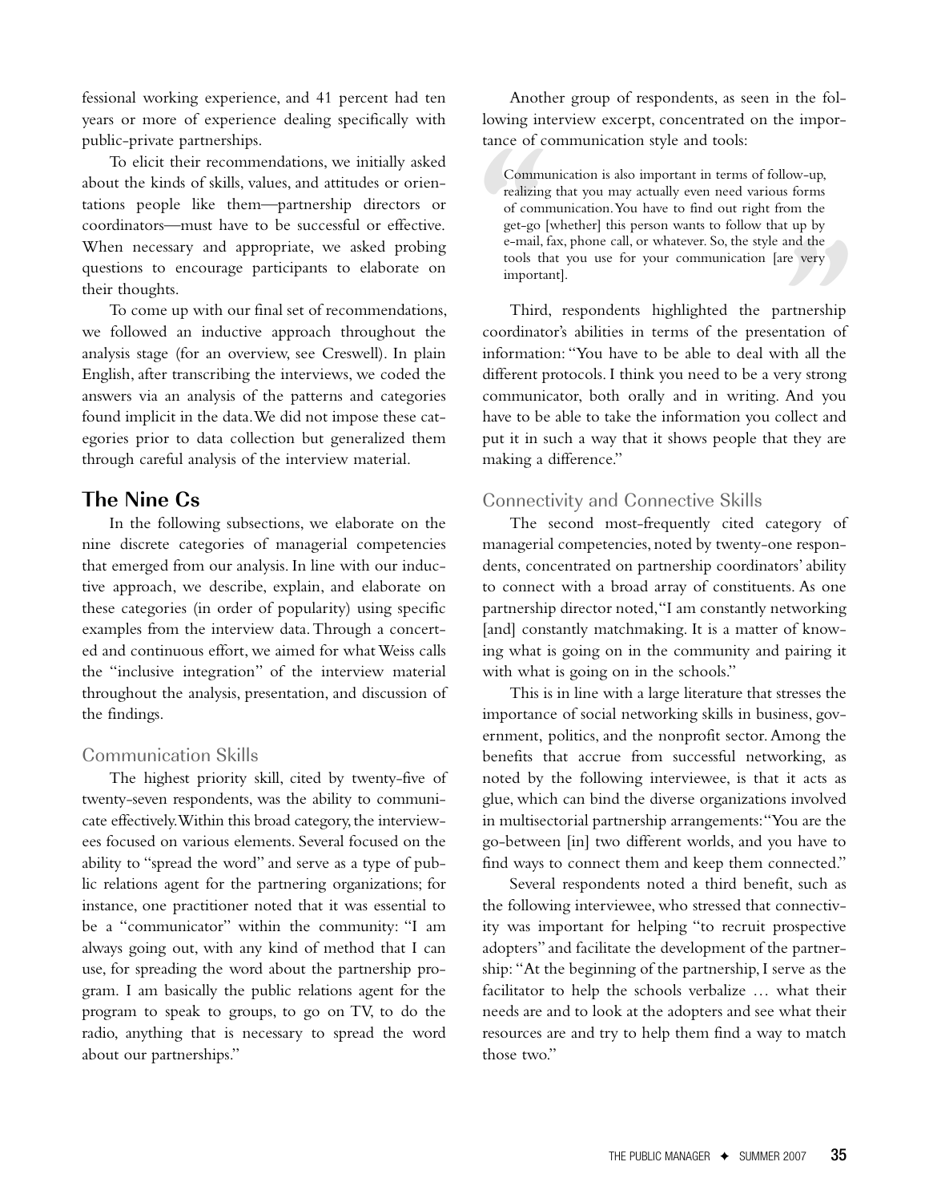fessional working experience, and 41 percent had ten years or more of experience dealing specifically with public-private partnerships.

To elicit their recommendations, we initially asked about the kinds of skills, values, and attitudes or orientations people like them—partnership directors or coordinators—must have to be successful or effective. When necessary and appropriate, we asked probing questions to encourage participants to elaborate on their thoughts.

To come up with our final set of recommendations, we followed an inductive approach throughout the analysis stage (for an overview, see Creswell). In plain English, after transcribing the interviews, we coded the answers via an analysis of the patterns and categories found implicit in the data. We did not impose these categories prior to data collection but generalized them through careful analysis of the interview material.

## The Nine Cs

In the following subsections, we elaborate on the nine discrete categories of managerial competencies that emerged from our analysis. In line with our inductive approach, we describe, explain, and elaborate on these categories (in order of popularity) using specific examples from the interview data. Through a concerted and continuous effort, we aimed for what Weiss calls the "inclusive integration" of the interview material throughout the analysis, presentation, and discussion of the findings.

### Communication Skills

The highest priority skill, cited by twenty-five of twenty-seven respondents, was the ability to communicate effectively. Within this broad category, the interviewees focused on various elements. Several focused on the ability to "spread the word" and serve as a type of public relations agent for the partnering organizations; for instance, one practitioner noted that it was essential to be a "communicator" within the community: "I am always going out, with any kind of method that I can use, for spreading the word about the partnership program. I am basically the public relations agent for the program to speak to groups, to go on TV, to do the radio, anything that is necessary to spread the word about our partnerships."

Another group of respondents, as seen in the following interview excerpt, concentrated on the importance of communication style and tools:

> Communication is also important in terms of follow-up, realizing that you may actually even need various forms of communication. You have to find out right from the get-go [whether] this person wants to follow that up by e-mail, fax, phone call, or whatever. So, the style and the tools that you use for your communication [are very important].

Third, respondents highlighted the partnership coordinator's abilities in terms of the presentation of information: "You have to be able to deal with all the different protocols. I think you need to be a very strong communicator, both orally and in writing. And you have to be able to take the information you collect and put it in such a way that it shows people that they are making a difference."

### Connectivity and Connective Skills

The second most-frequently cited category of managerial competencies, noted by twenty-one respondents, concentrated on partnership coordinators' ability to connect with a broad array of constituents. As one partnership director noted, "I am constantly networking [and] constantly matchmaking. It is a matter of knowing what is going on in the community and pairing it with what is going on in the schools."

This is in line with a large literature that stresses the importance of social networking skills in business, government, politics, and the nonprofit sector. Among the benefits that accrue from successful networking, as noted by the following interviewee, is that it acts as glue, which can bind the diverse organizations involved in multisectorial partnership arrangements: "You are the go-between [in] two different worlds, and you have to find ways to connect them and keep them connected."

Several respondents noted a third benefit, such as the following interviewee, who stressed that connectivity was important for helping "to recruit prospective adopters" and facilitate the development of the partnership: "At the beginning of the partnership, I serve as the facilitator to help the schools verbalize … what their needs are and to look at the adopters and see what their resources are and try to help them find a way to match those two."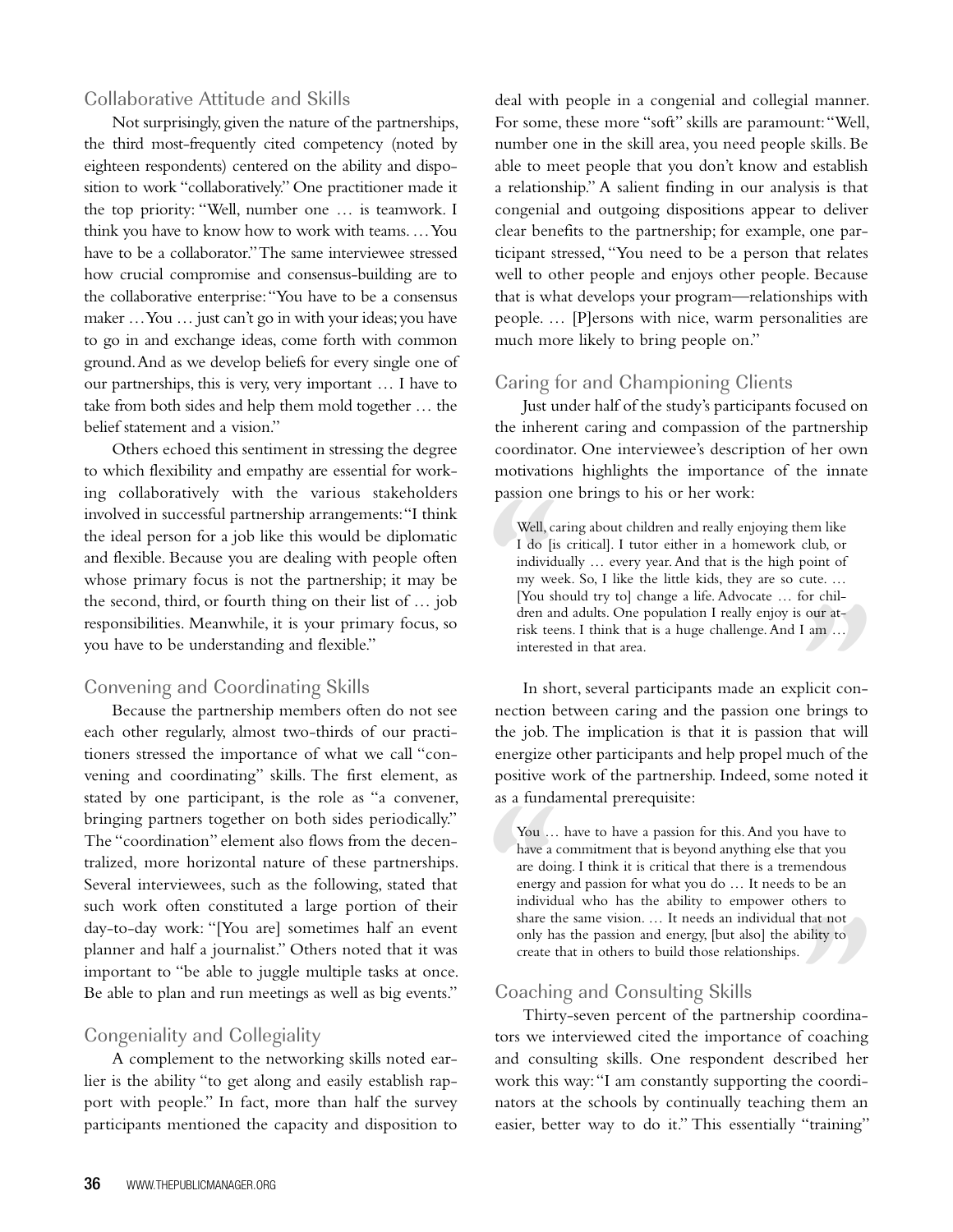### Collaborative Attitude and Skills

Not surprisingly, given the nature of the partnerships, the third most-frequently cited competency (noted by eighteen respondents) centered on the ability and disposition to work "collaboratively." One practitioner made it the top priority: "Well, number one … is teamwork. I think you have to know how to work with teams. … You have to be a collaborator." The same interviewee stressed how crucial compromise and consensus-building are to the collaborative enterprise: "You have to be a consensus maker … You … just can't go in with your ideas; you have to go in and exchange ideas, come forth with common ground. And as we develop beliefs for every single one of our partnerships, this is very, very important … I have to take from both sides and help them mold together … the belief statement and a vision."

Others echoed this sentiment in stressing the degree to which flexibility and empathy are essential for working collaboratively with the various stakeholders involved in successful partnership arrangements: "I think the ideal person for a job like this would be diplomatic and flexible. Because you are dealing with people often whose primary focus is not the partnership; it may be the second, third, or fourth thing on their list of … job responsibilities. Meanwhile, it is your primary focus, so you have to be understanding and flexible."

### Convening and Coordinating Skills

Because the partnership members often do not see each other regularly, almost two-thirds of our practitioners stressed the importance of what we call "convening and coordinating" skills. The first element, as stated by one participant, is the role as "a convener, bringing partners together on both sides periodically." The "coordination" element also flows from the decentralized, more horizontal nature of these partnerships. Several interviewees, such as the following, stated that such work often constituted a large portion of their day-to-day work: "[You are] sometimes half an event planner and half a journalist." Others noted that it was important to "be able to juggle multiple tasks at once. Be able to plan and run meetings as well as big events."

### Congeniality and Collegiality

A complement to the networking skills noted earlier is the ability "to get along and easily establish rapport with people." In fact, more than half the survey participants mentioned the capacity and disposition to deal with people in a congenial and collegial manner. For some, these more "soft" skills are paramount: "Well, number one in the skill area, you need people skills. Be able to meet people that you don't know and establish a relationship." A salient finding in our analysis is that congenial and outgoing dispositions appear to deliver clear benefits to the partnership; for example, one participant stressed, "You need to be a person that relates well to other people and enjoys other people. Because that is what develops your program—relationships with people. … [P]ersons with nice, warm personalities are much more likely to bring people on."

### Caring for and Championing Clients

Just under half of the study's participants focused on the inherent caring and compassion of the partnership coordinator. One interviewee's description of her own motivations highlights the importance of the innate passion one brings to his or her work:

> Well, caring about children and really enjoying them like I do [is critical]. I tutor either in a homework club, or individually … every year. And that is the high point of my week. So, I like the little kids, they are so cute. … [You should try to] change a life. Advocate … for children and adults. One population I really enjoy is our at-risk teens. I think that is a huge challenge. And I am … interested in that area.

In short, several participants made an explicit connection between caring and the passion one brings to the job. The implication is that it is passion that will energize other participants and help propel much of the positive work of the partnership. Indeed, some noted it as a fundamental prerequisite:

> You … have to have a passion for this. And you have to have a commitment that is beyond anything else that you are doing. I think it is critical that there is a tremendous energy and passion for what you do … It needs to be an individual who has the ability to empower others to share the same vision. … It needs an individual that not only has the passion and energy, [but also] the ability to create that in others to build those relationships.

### Coaching and Consulting Skills

Thirty-seven percent of the partnership coordinators we interviewed cited the importance of coaching and consulting skills. One respondent described her work this way: "I am constantly supporting the coordinators at the schools by continually teaching them an easier, better way to do it." This essentially "training"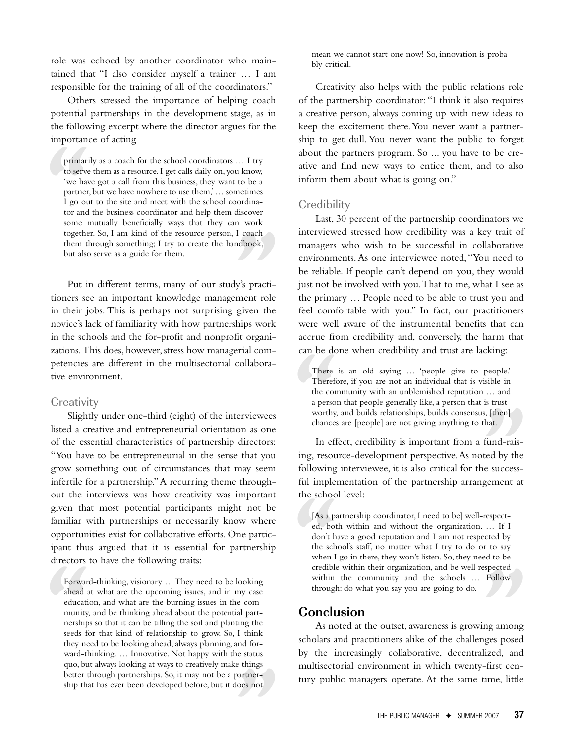role was echoed by another coordinator who maintained that "I also consider myself a trainer … I am responsible for the training of all of the coordinators."

Others stressed the importance of helping coach potential partnerships in the development stage, as in the following excerpt where the director argues for the importance of acting

> primarily as a coach for the school coordinators … I try to serve them as a resource. I get calls daily on, you know, 'we have got a call from this business, they want to be a partner, but we have nowhere to use them,' … sometimes I go out to the site and meet with the school coordinator and the business coordinator and help them discover some mutually beneficially ways that they can work together. So, I am kind of the resource person, I coach them through something; I try to create the handbook, but also serve as a guide for them.

Put in different terms, many of our study's practitioners see an important knowledge management role in their jobs. This is perhaps not surprising given the novice's lack of familiarity with how partnerships work in the schools and the for-profit and nonprofit organizations. This does, however, stress how managerial competencies are different in the multisectorial collaborative environment.

### Creativity

Slightly under one-third (eight) of the interviewees listed a creative and entrepreneurial orientation as one of the essential characteristics of partnership directors: "You have to be entrepreneurial in the sense that you grow something out of circumstances that may seem infertile for a partnership." A recurring theme throughout the interviews was how creativity was important given that most potential participants might not be familiar with partnerships or necessarily know where opportunities exist for collaborative efforts. One participant thus argued that it is essential for partnership directors to have the following traits:

> Forward-thinking, visionary … They need to be looking ahead at what are the upcoming issues, and in my case education, and what are the burning issues in the community, and be thinking ahead about the potential partnerships so that it can be tilling the soil and planting the seeds for that kind of relationship to grow. So, I think they need to be looking ahead, always planning, and forward-thinking. … Innovative. Not happy with the status quo, but always looking at ways to creatively make things better through partnerships. So, it may not be a partnership that has ever been developed before, but it does not mean we cannot start one now! So, innovation is probably critical.

Creativity also helps with the public relations role of the partnership coordinator: "I think it also requires a creative person, always coming up with new ideas to keep the excitement there. You never want a partnership to get dull. You never want the public to forget about the partners program. So ... you have to be creative and find new ways to entice them, and to also inform them about what is going on."

### Credibility

Last, 30 percent of the partnership coordinators we interviewed stressed how credibility was a key trait of managers who wish to be successful in collaborative environments. As one interviewee noted, "You need to be reliable. If people can't depend on you, they would just not be involved with you. That to me, what I see as the primary … People need to be able to trust you and feel comfortable with you." In fact, our practitioners were well aware of the instrumental benefits that can accrue from credibility and, conversely, the harm that can be done when credibility and trust are lacking:

> There is an old saying … 'people give to people.' Therefore, if you are not an individual that is visible in the community with an unblemished reputation … and a person that people generally like, a person that is trustworthy, and builds relationships, builds consensus, [then] chances are [people] are not giving anything to that.

In effect, credibility is important from a fund-raising, resource-development perspective. As noted by the following interviewee, it is also critical for the successful implementation of the partnership arrangement at the school level:

> [As a partnership coordinator, I need to be] well-respected, both within and without the organization. … If I don't have a good reputation and I am not respected by the school's staff, no matter what I try to do or to say when I go in there, they won't listen. So, they need to be credible within their organization, and be well respected within the community and the schools … Follow through: do what you say you are going to do.

## Conclusion

As noted at the outset, awareness is growing among scholars and practitioners alike of the challenges posed by the increasingly collaborative, decentralized, and multisectorial environment in which twenty-first century public managers operate. At the same time, little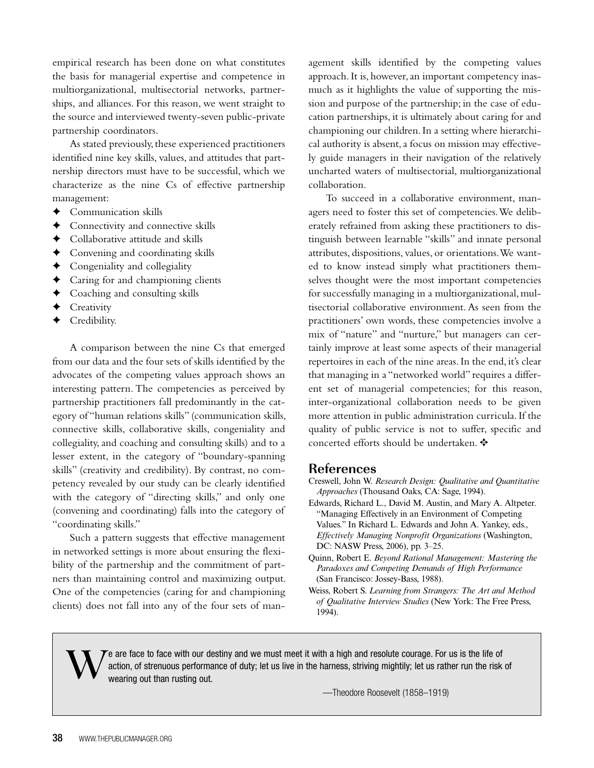empirical research has been done on what constitutes the basis for managerial expertise and competence in multiorganizational, multisectorial networks, partnerships, and alliances. For this reason, we went straight to the source and interviewed twenty-seven public-private partnership coordinators.

As stated previously, these experienced practitioners identified nine key skills, values, and attitudes that partnership directors must have to be successful, which we characterize as the nine Cs of effective partnership management:

- Communication skills
- Connectivity and connective skills
- Collaborative attitude and skills
- Convening and coordinating skills
- Congeniality and collegiality
- Caring for and championing clients
- Coaching and consulting skills
- Creativity
- Credibility.

A comparison between the nine Cs that emerged from our data and the four sets of skills identified by the advocates of the competing values approach shows an interesting pattern. The competencies as perceived by partnership practitioners fall predominantly in the category of "human relations skills" (communication skills, connective skills, collaborative skills, congeniality and collegiality, and coaching and consulting skills) and to a lesser extent, in the category of "boundary-spanning skills" (creativity and credibility). By contrast, no competency revealed by our study can be clearly identified with the category of "directing skills," and only one (convening and coordinating) falls into the category of "coordinating skills."

Such a pattern suggests that effective management in networked settings is more about ensuring the flexibility of the partnership and the commitment of partners than maintaining control and maximizing output. One of the competencies (caring for and championing clients) does not fall into any of the four sets of management skills identified by the competing values approach. It is, however, an important competency inasmuch as it highlights the value of supporting the mission and purpose of the partnership; in the case of education partnerships, it is ultimately about caring for and championing our children. In a setting where hierarchical authority is absent, a focus on mission may effectively guide managers in their navigation of the relatively uncharted waters of multisectorial, multiorganizational collaboration.

To succeed in a collaborative environment, managers need to foster this set of competencies. We deliberately refrained from asking these practitioners to distinguish between learnable "skills" and innate personal attributes, dispositions, values, or orientations. We wanted to know instead simply what practitioners themselves thought were the most important competencies for successfully managing in a multiorganizational, multisectorial collaborative environment. As seen from the practitioners' own words, these competencies involve a mix of "nature" and "nurture," but managers can certainly improve at least some aspects of their managerial repertoires in each of the nine areas. In the end, it's clear that managing in a "networked world" requires a different set of managerial competencies; for this reason, inter-organizational collaboration needs to be given more attention in public administration curricula. If the quality of public service is not to suffer, specific and concerted efforts should be undertaken. ❖

## References

Creswell, John W. *Research Design: Qualitative and Quantitative Approaches* (Thousand Oaks, CA: Sage, 1994).

Edwards, Richard L., David M. Austin, and Mary A. Altpeter. "Managing Effectively in an Environment of Competing Values." In Richard L. Edwards and John A. Yankey, eds., *Effectively Managing Nonprofit Organizations* (Washington, DC: NASW Press, 2006), pp. 3–25.

Quinn, Robert E. *Beyond Rational Management: Mastering the Paradoxes and Competing Demands of High Performance* (San Francisco: Jossey-Bass, 1988).

Weiss, Robert S. *Learning from Strangers: The Art and Method of Qualitative Interview Studies* (New York: The Free Press, 1994).

We are face to face with our destiny and we must meet it with a high and resolute courage. For us is the life of action, of strenuous performance of duty; let us live in the harness, striving mightily; let us rather run the risk of wearing out than rusting out.

—Theodore Roosevelt (1858–1919)